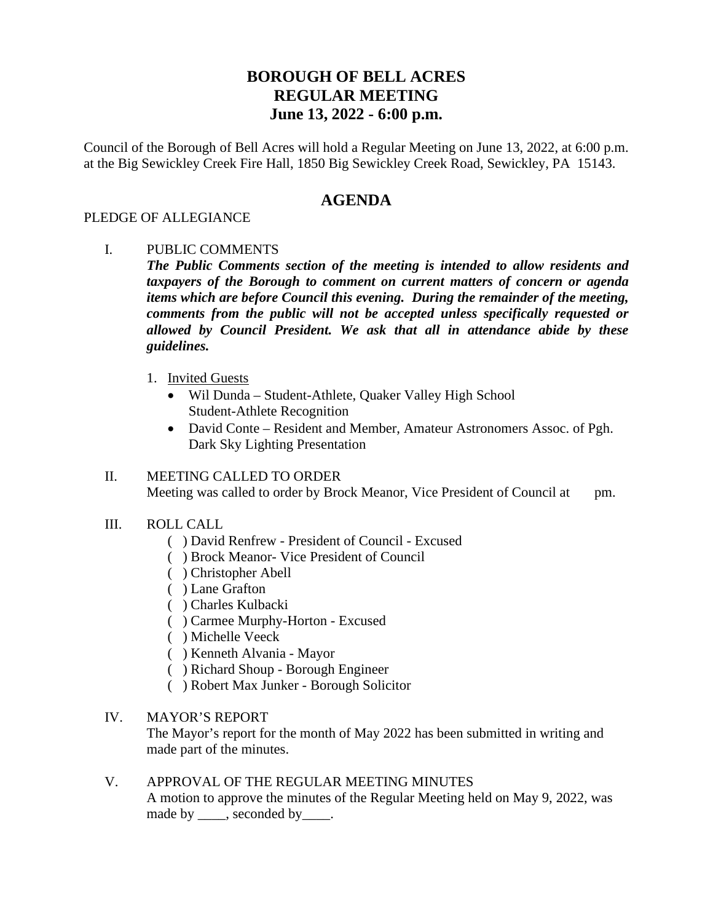# BOROUGH OF BELL ACRES
# REGULAR MEETING
# June 13, 2022 - 6:00 p.m.

Council of the Borough of Bell Acres will hold a Regular Meeting on June 13, 2022, at 6:00 p.m. at the Big Sewickley Creek Fire Hall, 1850 Big Sewickley Creek Road, Sewickley, PA 15143.

## AGENDA

PLEDGE OF ALLEGIANCE

I. PUBLIC COMMENTS

***The Public Comments section of the meeting is intended to allow residents and taxpayers of the Borough to comment on current matters of concern or agenda items which are before Council this evening. During the remainder of the meeting, comments from the public will not be accepted unless specifically requested or allowed by Council President. We ask that all in attendance abide by these guidelines.***

1. Invited Guests
   - Wil Dunda – Student-Athlete, Quaker Valley High School
     Student-Athlete Recognition
   - David Conte – Resident and Member, Amateur Astronomers Assoc. of Pgh.
     Dark Sky Lighting Presentation

II. MEETING CALLED TO ORDER

Meeting was called to order by Brock Meanor, Vice President of Council at pm.

III. ROLL CALL

( ) David Renfrew - President of Council - Excused
( ) Brock Meanor- Vice President of Council
( ) Christopher Abell
( ) Lane Grafton
( ) Charles Kulbacki
( ) Carmee Murphy-Horton - Excused
( ) Michelle Veeck
( ) Kenneth Alvania - Mayor
( ) Richard Shoup - Borough Engineer
( ) Robert Max Junker - Borough Solicitor

IV. MAYOR'S REPORT

The Mayor's report for the month of May 2022 has been submitted in writing and made part of the minutes.

V. APPROVAL OF THE REGULAR MEETING MINUTES

A motion to approve the minutes of the Regular Meeting held on May 9, 2022, was made by \_\_\_\_, seconded by\_\_\_\_.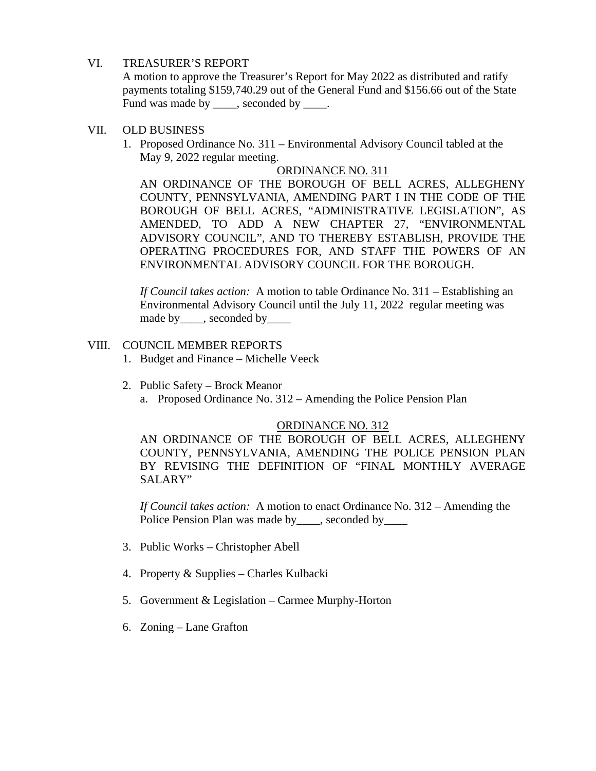VI. TREASURER'S REPORT

A motion to approve the Treasurer's Report for May 2022 as distributed and ratify payments totaling $159,740.29 out of the General Fund and $156.66 out of the State Fund was made by ____, seconded by ____.

VII. OLD BUSINESS

1. Proposed Ordinance No. 311 – Environmental Advisory Council tabled at the May 9, 2022 regular meeting.

<u>ORDINANCE NO. 311</u>

AN ORDINANCE OF THE BOROUGH OF BELL ACRES, ALLEGHENY COUNTY, PENNSYLVANIA, AMENDING PART I IN THE CODE OF THE BOROUGH OF BELL ACRES, "ADMINISTRATIVE LEGISLATION", AS AMENDED, TO ADD A NEW CHAPTER 27, "ENVIRONMENTAL ADVISORY COUNCIL", AND TO THEREBY ESTABLISH, PROVIDE THE OPERATING PROCEDURES FOR, AND STAFF THE POWERS OF AN ENVIRONMENTAL ADVISORY COUNCIL FOR THE BOROUGH.

*If Council takes action:* A motion to table Ordinance No. 311 – Establishing an Environmental Advisory Council until the July 11, 2022 regular meeting was made by____, seconded by____

VIII. COUNCIL MEMBER REPORTS

1. Budget and Finance – Michelle Veeck

2. Public Safety – Brock Meanor
   a. Proposed Ordinance No. 312 – Amending the Police Pension Plan

<u>ORDINANCE NO. 312</u>

AN ORDINANCE OF THE BOROUGH OF BELL ACRES, ALLEGHENY COUNTY, PENNSYLVANIA, AMENDING THE POLICE PENSION PLAN BY REVISING THE DEFINITION OF "FINAL MONTHLY AVERAGE SALARY"

*If Council takes action:* A motion to enact Ordinance No. 312 – Amending the Police Pension Plan was made by____, seconded by____

3. Public Works – Christopher Abell

4. Property & Supplies – Charles Kulbacki

5. Government & Legislation – Carmee Murphy-Horton

6. Zoning – Lane Grafton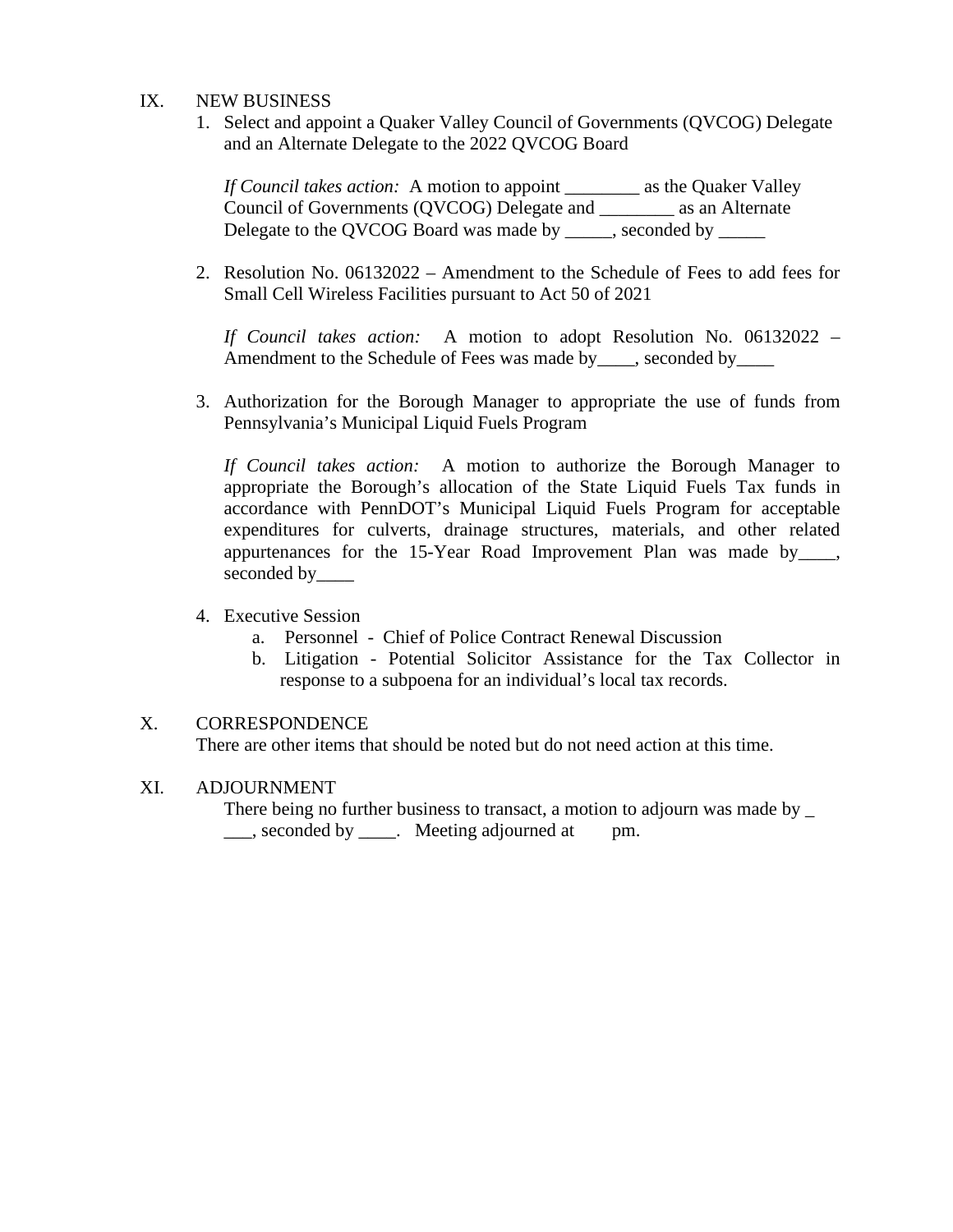IX. NEW BUSINESS

1. Select and appoint a Quaker Valley Council of Governments (QVCOG) Delegate and an Alternate Delegate to the 2022 QVCOG Board

   *If Council takes action:* A motion to appoint ________ as the Quaker Valley Council of Governments (QVCOG) Delegate and ________ as an Alternate Delegate to the QVCOG Board was made by _____, seconded by _____

2. Resolution No. 06132022 – Amendment to the Schedule of Fees to add fees for Small Cell Wireless Facilities pursuant to Act 50 of 2021

   *If Council takes action:* A motion to adopt Resolution No. 06132022 – Amendment to the Schedule of Fees was made by____, seconded by____

3. Authorization for the Borough Manager to appropriate the use of funds from Pennsylvania's Municipal Liquid Fuels Program

   *If Council takes action:* A motion to authorize the Borough Manager to appropriate the Borough's allocation of the State Liquid Fuels Tax funds in accordance with PennDOT's Municipal Liquid Fuels Program for acceptable expenditures for culverts, drainage structures, materials, and other related appurtenances for the 15-Year Road Improvement Plan was made by____, seconded by____

4. Executive Session
   a. Personnel - Chief of Police Contract Renewal Discussion
   b. Litigation - Potential Solicitor Assistance for the Tax Collector in response to a subpoena for an individual's local tax records.

X. CORRESPONDENCE

There are other items that should be noted but do not need action at this time.

XI. ADJOURNMENT

There being no further business to transact, a motion to adjourn was made by _ ___, seconded by ____. Meeting adjourned at pm.